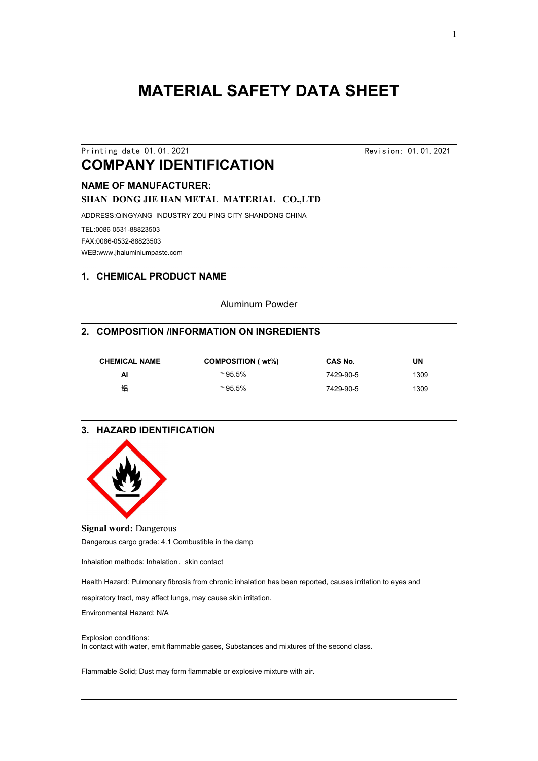# MATERIAL SAFETY DATA SHEET

Printing date 01.01.2021 Revision: 01.01.2021

## COMPANY IDENTIFICATION

### NAME OF MANUFACTURER:

**SHAN DONG JIE HAN METAL MATERIAL CO.,LTD**

ADDRESS:QINGYANG INDUSTRY ZOU PING CITY SHANDONG CHINA

TEL:0086 0531-88823503

FAX:0086-0532-88823503

WEB:www.jhaluminiumpaste.com

## 1. CHEMICAL PRODUCT NAME

Aluminum Powder

## 2. COMPOSITION /INFORMATION ON INGREDIENTS

| CHEMICAL NAME | COMPOSITION ( wt%) | CAS No. | UN |
|---|---|---|---|
| Al | ≧95.5% | 7429-90-5 | 1309 |
| 铝 | ≧95.5% | 7429-90-5 | 1309 |

## 3. HAZARD IDENTIFICATION

**Signal word:** Dangerous

Dangerous cargo grade: 4.1 Combustible in the damp

Inhalation methods: Inhalation、skin contact

Health Hazard: Pulmonary fibrosis from chronic inhalation has been reported, causes irritation to eyes and respiratory tract, may affect lungs, may cause skin irritation.

Environmental Hazard: N/A

Explosion conditions:
In contact with water, emit flammable gases, Substances and mixtures of the second class.

Flammable Solid; Dust may form flammable or explosive mixture with air.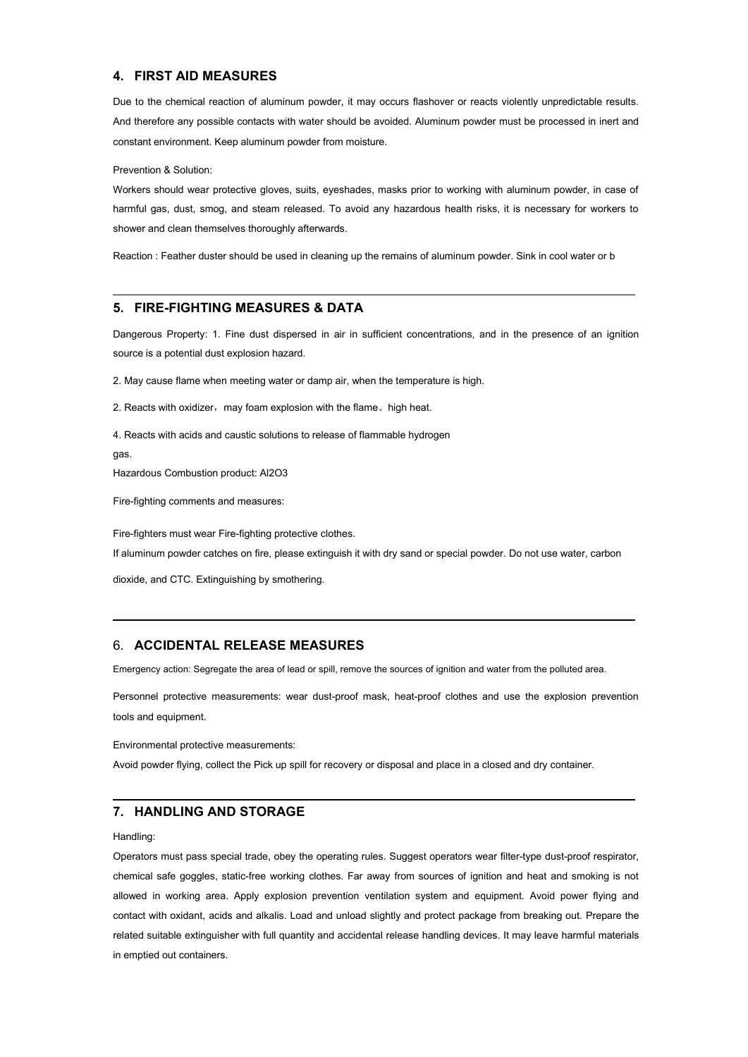## 4. FIRST AID MEASURES

Due to the chemical reaction of aluminum powder, it may occurs flashover or reacts violently unpredictable results. And therefore any possible contacts with water should be avoided. Aluminum powder must be processed in inert and constant environment. Keep aluminum powder from moisture.

Prevention & Solution:

Workers should wear protective gloves, suits, eyeshades, masks prior to working with aluminum powder, in case of harmful gas, dust, smog, and steam released. To avoid any hazardous health risks, it is necessary for workers to shower and clean themselves thoroughly afterwards.

Reaction : Feather duster should be used in cleaning up the remains of aluminum powder. Sink in cool water or b

---

## 5. FIRE-FIGHTING MEASURES & DATA

Dangerous Property: 1. Fine dust dispersed in air in sufficient concentrations, and in the presence of an ignition source is a potential dust explosion hazard.

2. May cause flame when meeting water or damp air, when the temperature is high.

2. Reacts with oxidizer，may foam explosion with the flame、high heat.

4. Reacts with acids and caustic solutions to release of flammable hydrogen gas.

Hazardous Combustion product: $Al_2O_3$

Fire-fighting comments and measures:

Fire-fighters must wear Fire-fighting protective clothes.

If aluminum powder catches on fire, please extinguish it with dry sand or special powder. Do not use water, carbon dioxide, and CTC. Extinguishing by smothering.

---

## 6. ACCIDENTAL RELEASE MEASURES

Emergency action: Segregate the area of lead or spill, remove the sources of ignition and water from the polluted area.

Personnel protective measurements: wear dust-proof mask, heat-proof clothes and use the explosion prevention tools and equipment.

Environmental protective measurements:

Avoid powder flying, collect the Pick up spill for recovery or disposal and place in a closed and dry container.

---

## 7. HANDLING AND STORAGE

Handling:

Operators must pass special trade, obey the operating rules. Suggest operators wear filter-type dust-proof respirator, chemical safe goggles, static-free working clothes. Far away from sources of ignition and heat and smoking is not allowed in working area. Apply explosion prevention ventilation system and equipment. Avoid power flying and contact with oxidant, acids and alkalis. Load and unload slightly and protect package from breaking out. Prepare the related suitable extinguisher with full quantity and accidental release handling devices. It may leave harmful materials in emptied out containers.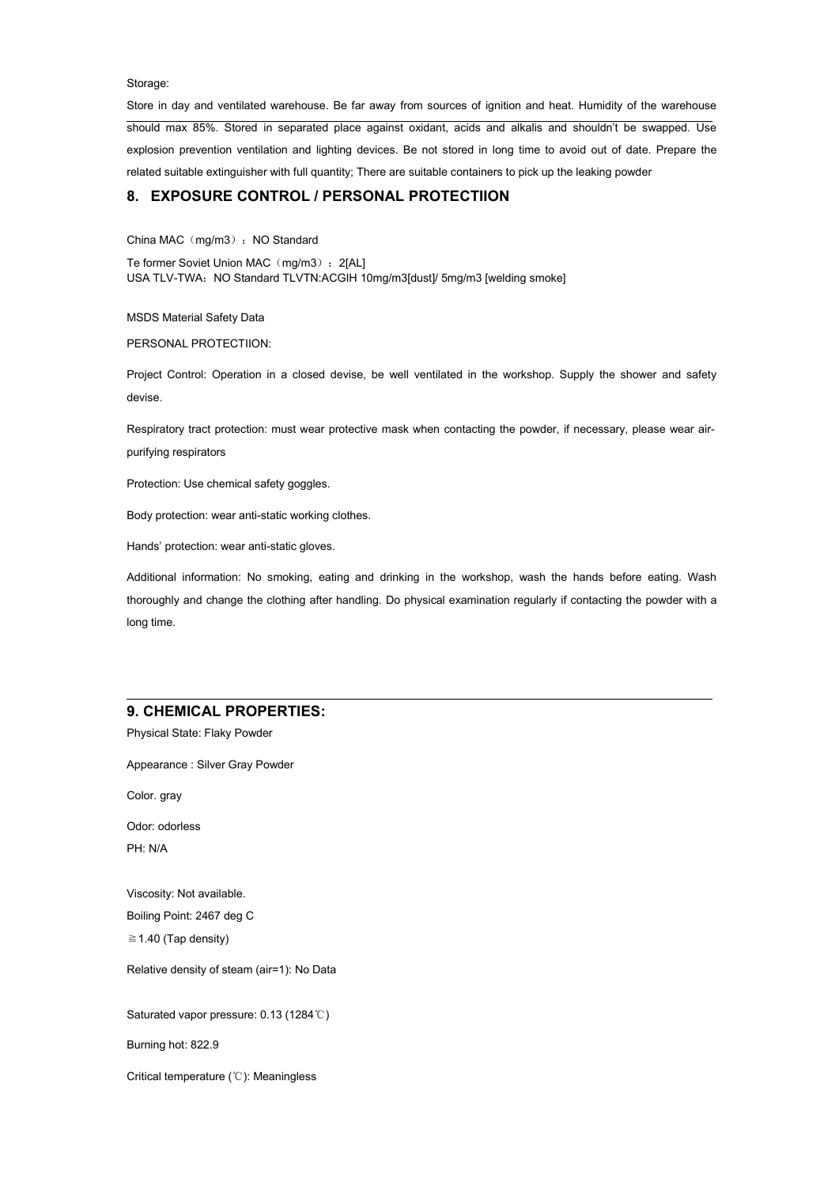Storage:

Store in day and ventilated warehouse. Be far away from sources of ignition and heat. Humidity of the warehouse should max 85%. Stored in separated place against oxidant, acids and alkalis and shouldn't be swapped. Use explosion prevention ventilation and lighting devices. Be not stored in long time to avoid out of date. Prepare the related suitable extinguisher with full quantity; There are suitable containers to pick up the leaking powder

## 8. EXPOSURE CONTROL / PERSONAL PROTECTIION

China MAC（mg/m3）：NO Standard

Te former Soviet Union MAC（mg/m3）：2[AL]
USA TLV-TWA：NO Standard TLVTN:ACGIH 10mg/m3[dust]/ 5mg/m3 [welding smoke]

MSDS Material Safety Data

PERSONAL PROTECTIION:

Project Control: Operation in a closed devise, be well ventilated in the workshop. Supply the shower and safety devise.

Respiratory tract protection: must wear protective mask when contacting the powder, if necessary, please wear air-purifying respirators

Protection: Use chemical safety goggles.

Body protection: wear anti-static working clothes.

Hands' protection: wear anti-static gloves.

Additional information: No smoking, eating and drinking in the workshop, wash the hands before eating. Wash thoroughly and change the clothing after handling. Do physical examination regularly if contacting the powder with a long time.

## 9. CHEMICAL PROPERTIES:

Physical State: Flaky Powder

Appearance : Silver Gray Powder

Color. gray

Odor: odorless

PH: N/A

Viscosity: Not available.

Boiling Point: 2467 deg C

≧1.40 (Tap density)

Relative density of steam (air=1): No Data

Saturated vapor pressure: 0.13 (1284℃)

Burning hot: 822.9

Critical temperature (℃): Meaningless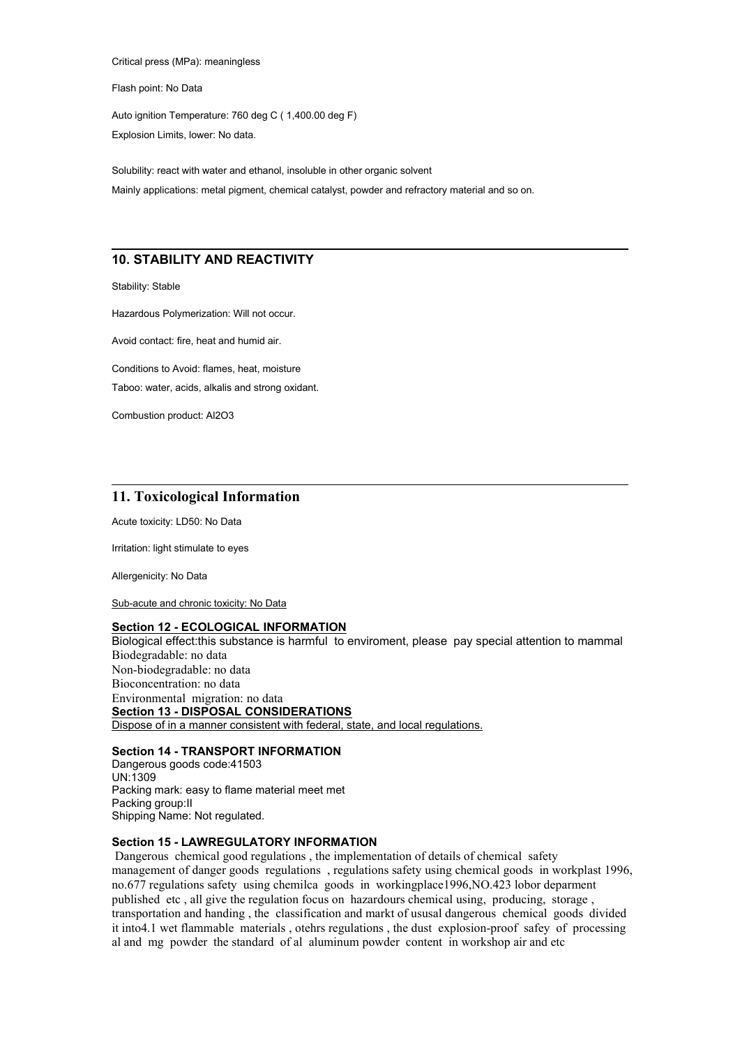Critical press (MPa): meaningless

Flash point: No Data

Auto ignition Temperature: 760 deg C ( 1,400.00 deg F)

Explosion Limits, lower: No data.

Solubility: react with water and ethanol, insoluble in other organic solvent

Mainly applications: metal pigment, chemical catalyst, powder and refractory material and so on.

## 10. STABILITY AND REACTIVITY

Stability: Stable

Hazardous Polymerization: Will not occur.

Avoid contact: fire, heat and humid air.

Conditions to Avoid: flames, heat, moisture

Taboo: water, acids, alkalis and strong oxidant.

Combustion product: $Al_2O_3$

## 11. Toxicological Information

Acute toxicity: LD50: No Data

Irritation: light stimulate to eyes

Allergenicity: No Data

Sub-acute and chronic toxicity: No Data

## Section 12 - ECOLOGICAL INFORMATION

Biological effect:this substance is harmful to enviroment, please pay special attention to mammal
Biodegradable: no data
Non-biodegradable: no data
Bioconcentration: no data
Environmental migration: no data

## Section 13 - DISPOSAL CONSIDERATIONS

Dispose of in a manner consistent with federal, state, and local regulations.

## Section 14 - TRANSPORT INFORMATION

Dangerous goods code:41503
UN:1309
Packing mark: easy to flame material meet met
Packing group:II
Shipping Name: Not regulated.

## Section 15 - LAWREGULATORY INFORMATION

Dangerous chemical good regulations , the implementation of details of chemical safety management of danger goods regulations , regulations safety using chemical goods in workplast 1996, no.677 regulations safety using chemilca goods in workingplace1996,NO.423 lobor deparment published etc , all give the regulation focus on hazardours chemical using, producing, storage , transportation and handing , the classification and markt of ususal dangerous chemical goods divided it into4.1 wet flammable materials , otehrs regulations , the dust explosion-proof safey of processing al and mg powder the standard of al aluminum powder content in workshop air and etc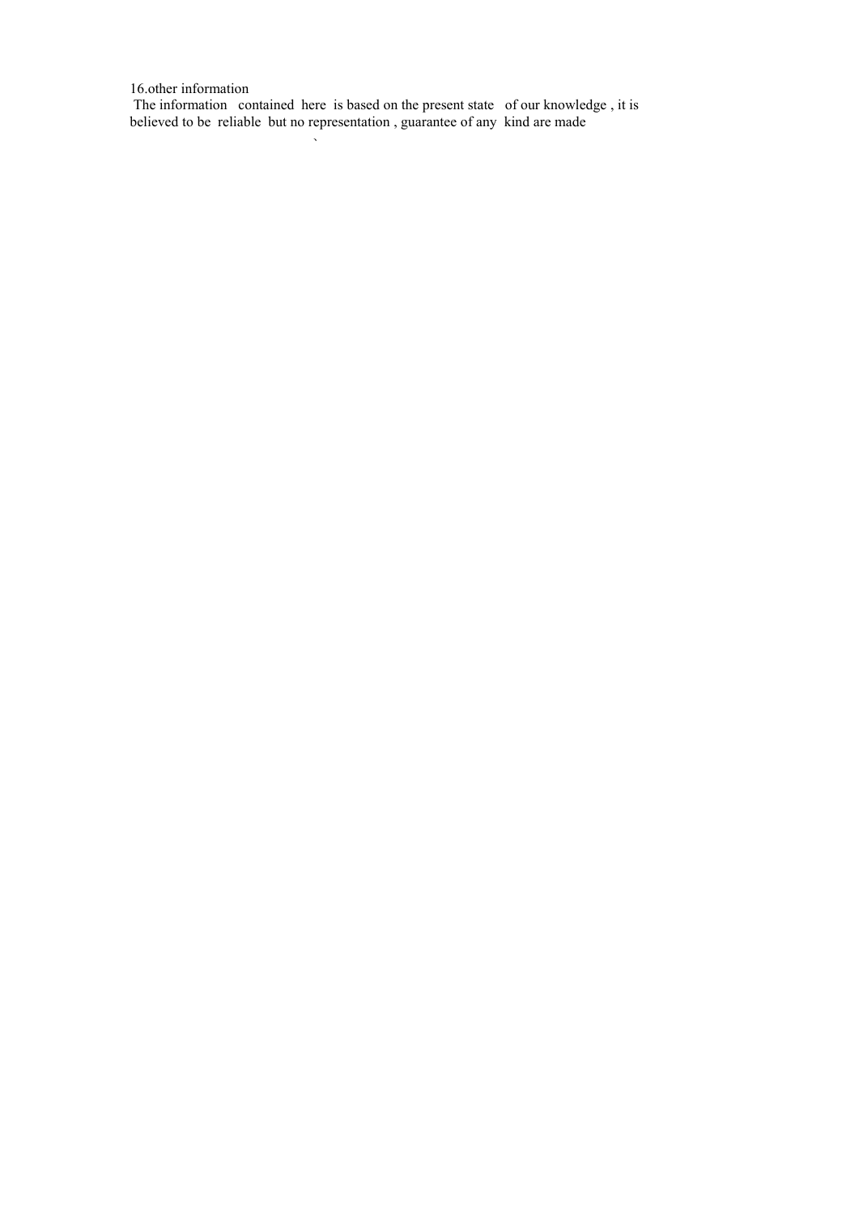## 16.other information

The information contained here is based on the present state of our knowledge , it is believed to be reliable but no representation , guarantee of any kind are made